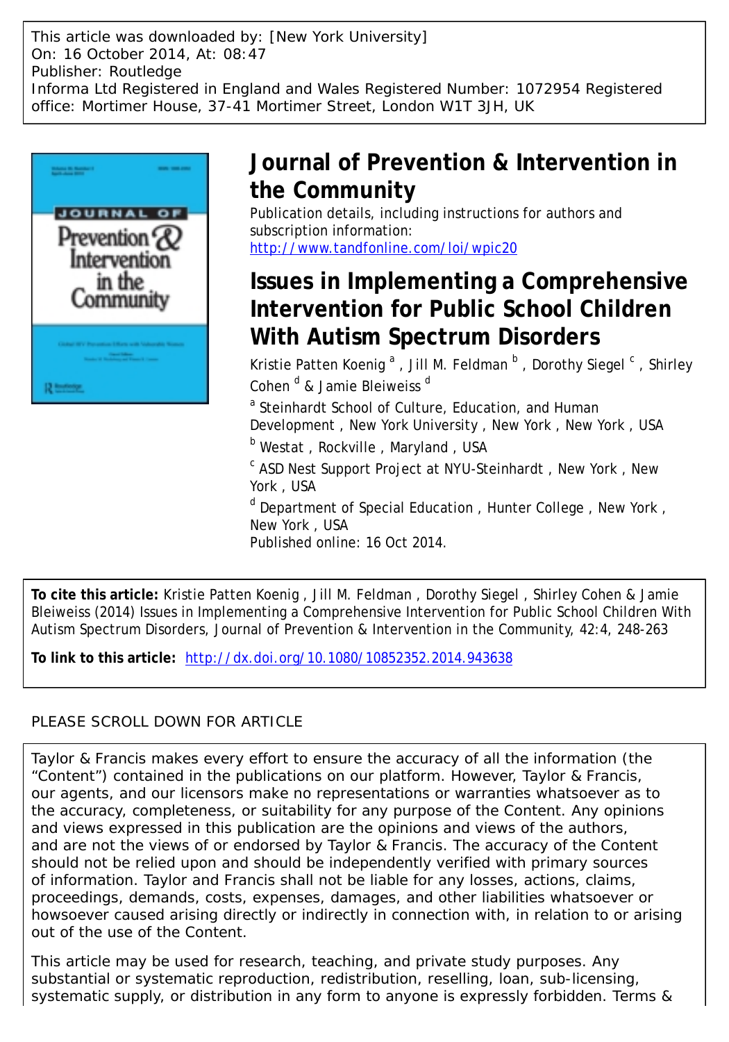This article was downloaded by: [New York University]
On: 16 October 2014, At: 08:47
Publisher: Routledge
Informa Ltd Registered in England and Wales Registered Number: 1072954 Registered office: Mortimer House, 37-41 Mortimer Street, London W1T 3JH, UK

# Journal of Prevention & Intervention in the Community

Publication details, including instructions for authors and subscription information:
http://www.tandfonline.com/loi/wpic20

# Issues in Implementing a Comprehensive Intervention for Public School Children With Autism Spectrum Disorders

Kristie Patten Koenig [a] , Jill M. Feldman [b] , Dorothy Siegel [c] , Shirley Cohen [d] & Jamie Bleiweiss [d]

[a] Steinhardt School of Culture, Education, and Human Development , New York University , New York , New York , USA

[b] Westat , Rockville , Maryland , USA

[c] ASD Nest Support Project at NYU-Steinhardt , New York , New York , USA

[d] Department of Special Education , Hunter College , New York , New York , USA

Published online: 16 Oct 2014.

**To cite this article:** Kristie Patten Koenig , Jill M. Feldman , Dorothy Siegel , Shirley Cohen & Jamie Bleiweiss (2014) Issues in Implementing a Comprehensive Intervention for Public School Children With Autism Spectrum Disorders, Journal of Prevention & Intervention in the Community, 42:4, 248-263

**To link to this article:** http://dx.doi.org/10.1080/10852352.2014.943638

PLEASE SCROLL DOWN FOR ARTICLE

Taylor & Francis makes every effort to ensure the accuracy of all the information (the "Content") contained in the publications on our platform. However, Taylor & Francis, our agents, and our licensors make no representations or warranties whatsoever as to the accuracy, completeness, or suitability for any purpose of the Content. Any opinions and views expressed in this publication are the opinions and views of the authors, and are not the views of or endorsed by Taylor & Francis. The accuracy of the Content should not be relied upon and should be independently verified with primary sources of information. Taylor and Francis shall not be liable for any losses, actions, claims, proceedings, demands, costs, expenses, damages, and other liabilities whatsoever or howsoever caused arising directly or indirectly in connection with, in relation to or arising out of the use of the Content.

This article may be used for research, teaching, and private study purposes. Any substantial or systematic reproduction, redistribution, reselling, loan, sub-licensing, systematic supply, or distribution in any form to anyone is expressly forbidden. Terms &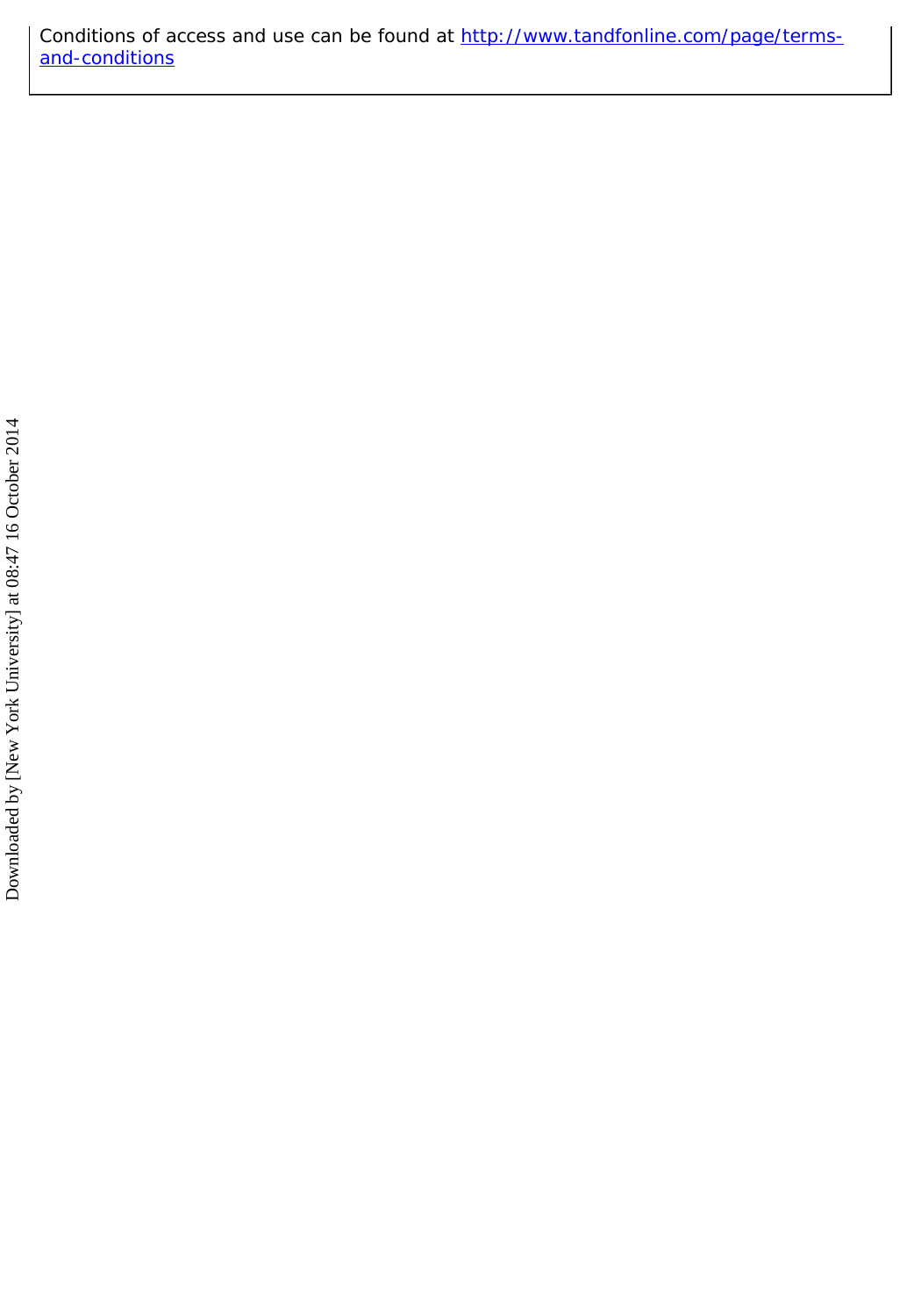Conditions of access and use can be found at [http://www.tandfonline.com/page/terms-and-conditions](http://www.tandfonline.com/page/terms-and-conditions)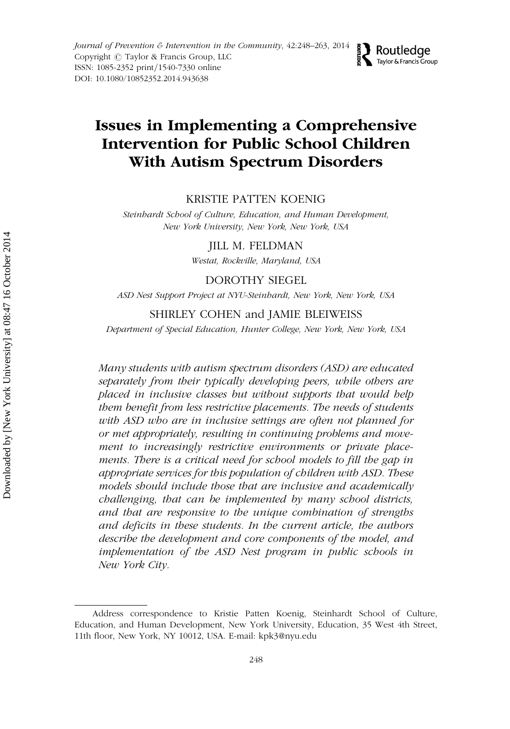# Issues in Implementing a Comprehensive Intervention for Public School Children With Autism Spectrum Disorders

KRISTIE PATTEN KOENIG

*Steinhardt School of Culture, Education, and Human Development, New York University, New York, New York, USA*

JILL M. FELDMAN

*Westat, Rockville, Maryland, USA*

DOROTHY SIEGEL

*ASD Nest Support Project at NYU-Steinhardt, New York, New York, USA*

SHIRLEY COHEN and JAMIE BLEIWEISS

*Department of Special Education, Hunter College, New York, New York, USA*

*Many students with autism spectrum disorders (ASD) are educated separately from their typically developing peers, while others are placed in inclusive classes but without supports that would help them benefit from less restrictive placements. The needs of students with ASD who are in inclusive settings are often not planned for or met appropriately, resulting in continuing problems and movement to increasingly restrictive environments or private placements. There is a critical need for school models to fill the gap in appropriate services for this population of children with ASD. These models should include those that are inclusive and academically challenging, that can be implemented by many school districts, and that are responsive to the unique combination of strengths and deficits in these students. In the current article, the authors describe the development and core components of the model, and implementation of the ASD Nest program in public schools in New York City.*

---

Address correspondence to Kristie Patten Koenig, Steinhardt School of Culture, Education, and Human Development, New York University, Education, 35 West 4th Street, 11th floor, New York, NY 10012, USA. E-mail: kpk3@nyu.edu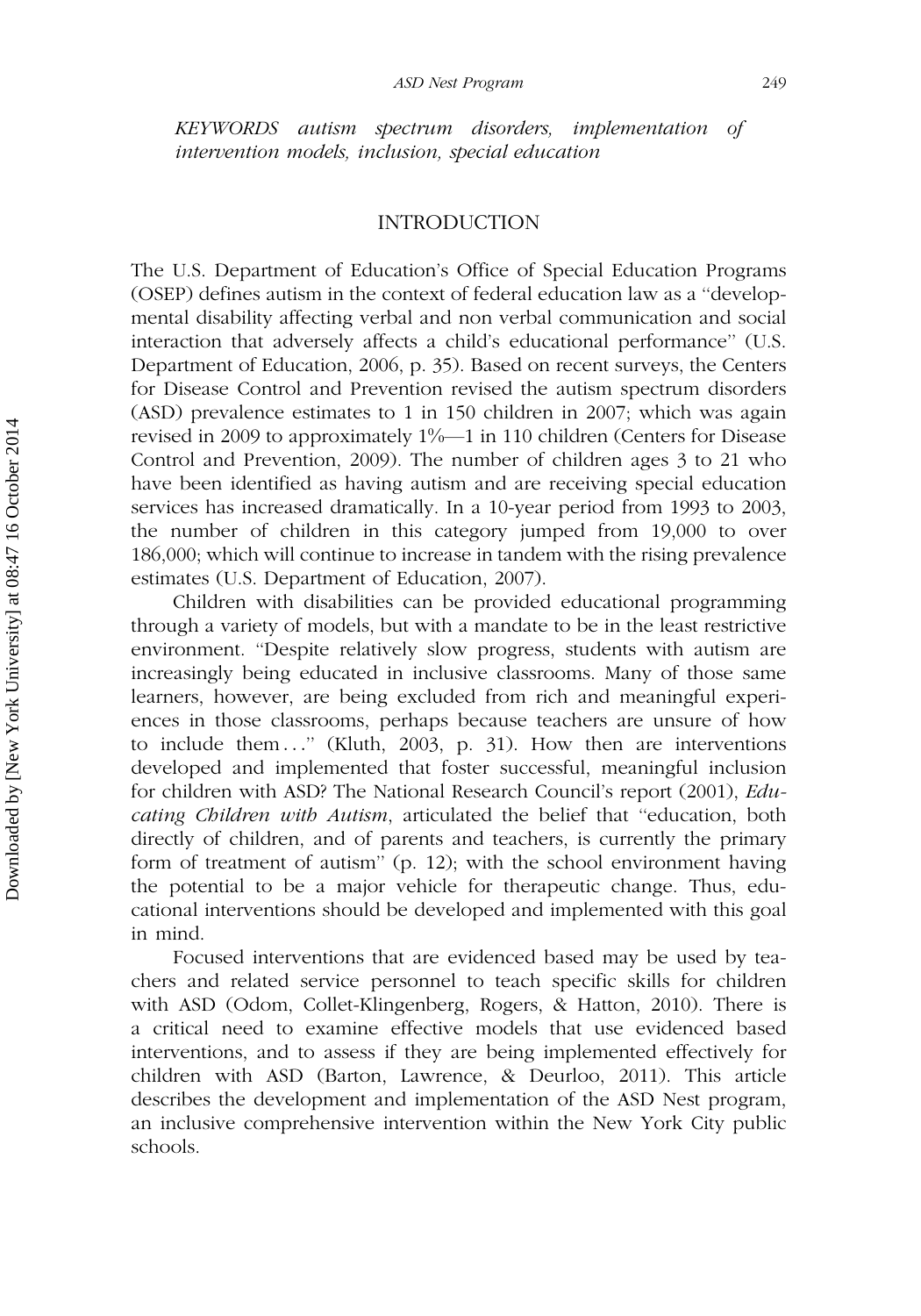*KEYWORDS autism spectrum disorders, implementation of intervention models, inclusion, special education*

## INTRODUCTION

The U.S. Department of Education's Office of Special Education Programs (OSEP) defines autism in the context of federal education law as a "developmental disability affecting verbal and non verbal communication and social interaction that adversely affects a child's educational performance" (U.S. Department of Education, 2006, p. 35). Based on recent surveys, the Centers for Disease Control and Prevention revised the autism spectrum disorders (ASD) prevalence estimates to 1 in 150 children in 2007; which was again revised in 2009 to approximately 1%—1 in 110 children (Centers for Disease Control and Prevention, 2009). The number of children ages 3 to 21 who have been identified as having autism and are receiving special education services has increased dramatically. In a 10-year period from 1993 to 2003, the number of children in this category jumped from 19,000 to over 186,000; which will continue to increase in tandem with the rising prevalence estimates (U.S. Department of Education, 2007).

Children with disabilities can be provided educational programming through a variety of models, but with a mandate to be in the least restrictive environment. "Despite relatively slow progress, students with autism are increasingly being educated in inclusive classrooms. Many of those same learners, however, are being excluded from rich and meaningful experiences in those classrooms, perhaps because teachers are unsure of how to include them..." (Kluth, 2003, p. 31). How then are interventions developed and implemented that foster successful, meaningful inclusion for children with ASD? The National Research Council's report (2001), *Educating Children with Autism*, articulated the belief that "education, both directly of children, and of parents and teachers, is currently the primary form of treatment of autism" (p. 12); with the school environment having the potential to be a major vehicle for therapeutic change. Thus, educational interventions should be developed and implemented with this goal in mind.

Focused interventions that are evidenced based may be used by teachers and related service personnel to teach specific skills for children with ASD (Odom, Collet-Klingenberg, Rogers, & Hatton, 2010). There is a critical need to examine effective models that use evidenced based interventions, and to assess if they are being implemented effectively for children with ASD (Barton, Lawrence, & Deurloo, 2011). This article describes the development and implementation of the ASD Nest program, an inclusive comprehensive intervention within the New York City public schools.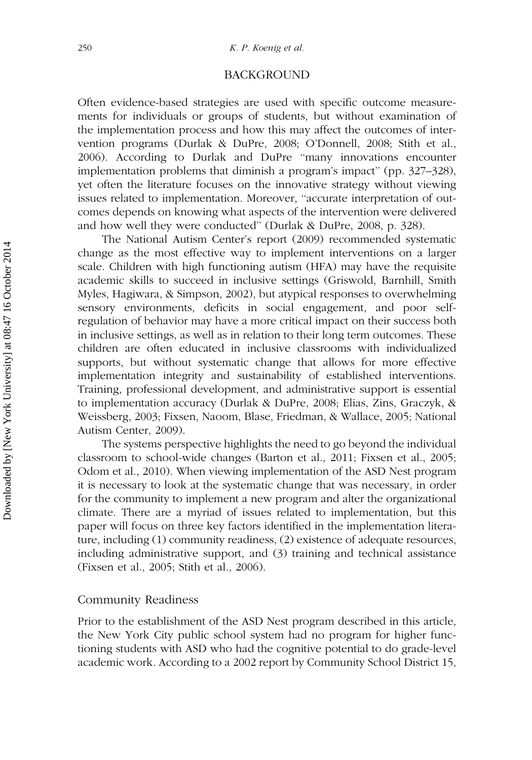## BACKGROUND

Often evidence-based strategies are used with specific outcome measurements for individuals or groups of students, but without examination of the implementation process and how this may affect the outcomes of intervention programs (Durlak & DuPre, 2008; O'Donnell, 2008; Stith et al., 2006). According to Durlak and DuPre "many innovations encounter implementation problems that diminish a program's impact" (pp. 327–328), yet often the literature focuses on the innovative strategy without viewing issues related to implementation. Moreover, "accurate interpretation of outcomes depends on knowing what aspects of the intervention were delivered and how well they were conducted" (Durlak & DuPre, 2008, p. 328).

The National Autism Center's report (2009) recommended systematic change as the most effective way to implement interventions on a larger scale. Children with high functioning autism (HFA) may have the requisite academic skills to succeed in inclusive settings (Griswold, Barnhill, Smith Myles, Hagiwara, & Simpson, 2002), but atypical responses to overwhelming sensory environments, deficits in social engagement, and poor self-regulation of behavior may have a more critical impact on their success both in inclusive settings, as well as in relation to their long term outcomes. These children are often educated in inclusive classrooms with individualized supports, but without systematic change that allows for more effective implementation integrity and sustainability of established interventions. Training, professional development, and administrative support is essential to implementation accuracy (Durlak & DuPre, 2008; Elias, Zins, Graczyk, & Weissberg, 2003; Fixsen, Naoom, Blase, Friedman, & Wallace, 2005; National Autism Center, 2009).

The systems perspective highlights the need to go beyond the individual classroom to school-wide changes (Barton et al., 2011; Fixsen et al., 2005; Odom et al., 2010). When viewing implementation of the ASD Nest program it is necessary to look at the systematic change that was necessary, in order for the community to implement a new program and alter the organizational climate. There are a myriad of issues related to implementation, but this paper will focus on three key factors identified in the implementation literature, including (1) community readiness, (2) existence of adequate resources, including administrative support, and (3) training and technical assistance (Fixsen et al., 2005; Stith et al., 2006).

### Community Readiness

Prior to the establishment of the ASD Nest program described in this article, the New York City public school system had no program for higher functioning students with ASD who had the cognitive potential to do grade-level academic work. According to a 2002 report by Community School District 15,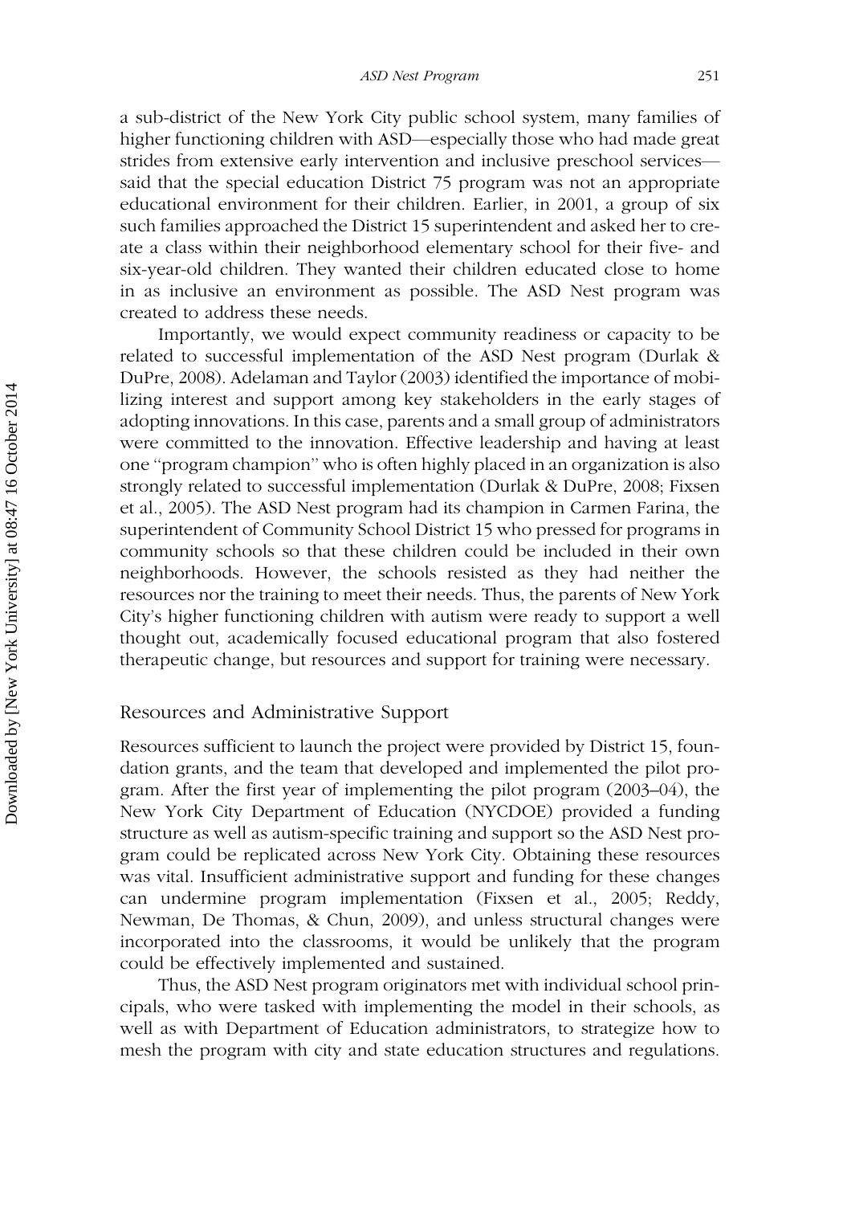a sub-district of the New York City public school system, many families of higher functioning children with ASD—especially those who had made great strides from extensive early intervention and inclusive preschool services—said that the special education District 75 program was not an appropriate educational environment for their children. Earlier, in 2001, a group of six such families approached the District 15 superintendent and asked her to create a class within their neighborhood elementary school for their five- and six-year-old children. They wanted their children educated close to home in as inclusive an environment as possible. The ASD Nest program was created to address these needs.

Importantly, we would expect community readiness or capacity to be related to successful implementation of the ASD Nest program (Durlak & DuPre, 2008). Adelaman and Taylor (2003) identified the importance of mobilizing interest and support among key stakeholders in the early stages of adopting innovations. In this case, parents and a small group of administrators were committed to the innovation. Effective leadership and having at least one "program champion" who is often highly placed in an organization is also strongly related to successful implementation (Durlak & DuPre, 2008; Fixsen et al., 2005). The ASD Nest program had its champion in Carmen Farina, the superintendent of Community School District 15 who pressed for programs in community schools so that these children could be included in their own neighborhoods. However, the schools resisted as they had neither the resources nor the training to meet their needs. Thus, the parents of New York City's higher functioning children with autism were ready to support a well thought out, academically focused educational program that also fostered therapeutic change, but resources and support for training were necessary.

## Resources and Administrative Support

Resources sufficient to launch the project were provided by District 15, foundation grants, and the team that developed and implemented the pilot program. After the first year of implementing the pilot program (2003–04), the New York City Department of Education (NYCDOE) provided a funding structure as well as autism-specific training and support so the ASD Nest program could be replicated across New York City. Obtaining these resources was vital. Insufficient administrative support and funding for these changes can undermine program implementation (Fixsen et al., 2005; Reddy, Newman, De Thomas, & Chun, 2009), and unless structural changes were incorporated into the classrooms, it would be unlikely that the program could be effectively implemented and sustained.

Thus, the ASD Nest program originators met with individual school principals, who were tasked with implementing the model in their schools, as well as with Department of Education administrators, to strategize how to mesh the program with city and state education structures and regulations.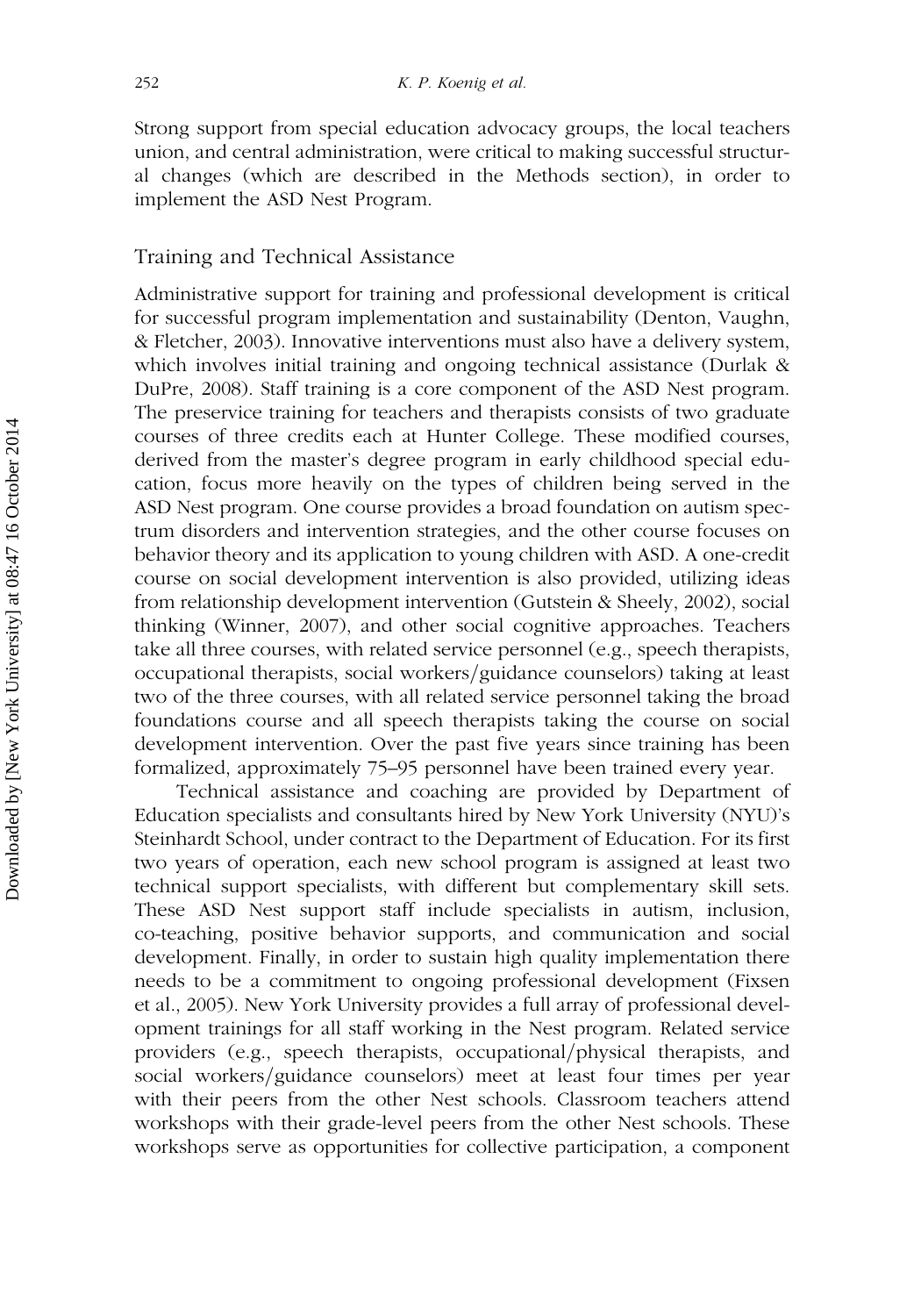Strong support from special education advocacy groups, the local teachers union, and central administration, were critical to making successful structural changes (which are described in the Methods section), in order to implement the ASD Nest Program.

## Training and Technical Assistance

Administrative support for training and professional development is critical for successful program implementation and sustainability (Denton, Vaughn, & Fletcher, 2003). Innovative interventions must also have a delivery system, which involves initial training and ongoing technical assistance (Durlak & DuPre, 2008). Staff training is a core component of the ASD Nest program. The preservice training for teachers and therapists consists of two graduate courses of three credits each at Hunter College. These modified courses, derived from the master's degree program in early childhood special education, focus more heavily on the types of children being served in the ASD Nest program. One course provides a broad foundation on autism spectrum disorders and intervention strategies, and the other course focuses on behavior theory and its application to young children with ASD. A one-credit course on social development intervention is also provided, utilizing ideas from relationship development intervention (Gutstein & Sheely, 2002), social thinking (Winner, 2007), and other social cognitive approaches. Teachers take all three courses, with related service personnel (e.g., speech therapists, occupational therapists, social workers/guidance counselors) taking at least two of the three courses, with all related service personnel taking the broad foundations course and all speech therapists taking the course on social development intervention. Over the past five years since training has been formalized, approximately 75–95 personnel have been trained every year.

Technical assistance and coaching are provided by Department of Education specialists and consultants hired by New York University (NYU)'s Steinhardt School, under contract to the Department of Education. For its first two years of operation, each new school program is assigned at least two technical support specialists, with different but complementary skill sets. These ASD Nest support staff include specialists in autism, inclusion, co-teaching, positive behavior supports, and communication and social development. Finally, in order to sustain high quality implementation there needs to be a commitment to ongoing professional development (Fixsen et al., 2005). New York University provides a full array of professional development trainings for all staff working in the Nest program. Related service providers (e.g., speech therapists, occupational/physical therapists, and social workers/guidance counselors) meet at least four times per year with their peers from the other Nest schools. Classroom teachers attend workshops with their grade-level peers from the other Nest schools. These workshops serve as opportunities for collective participation, a component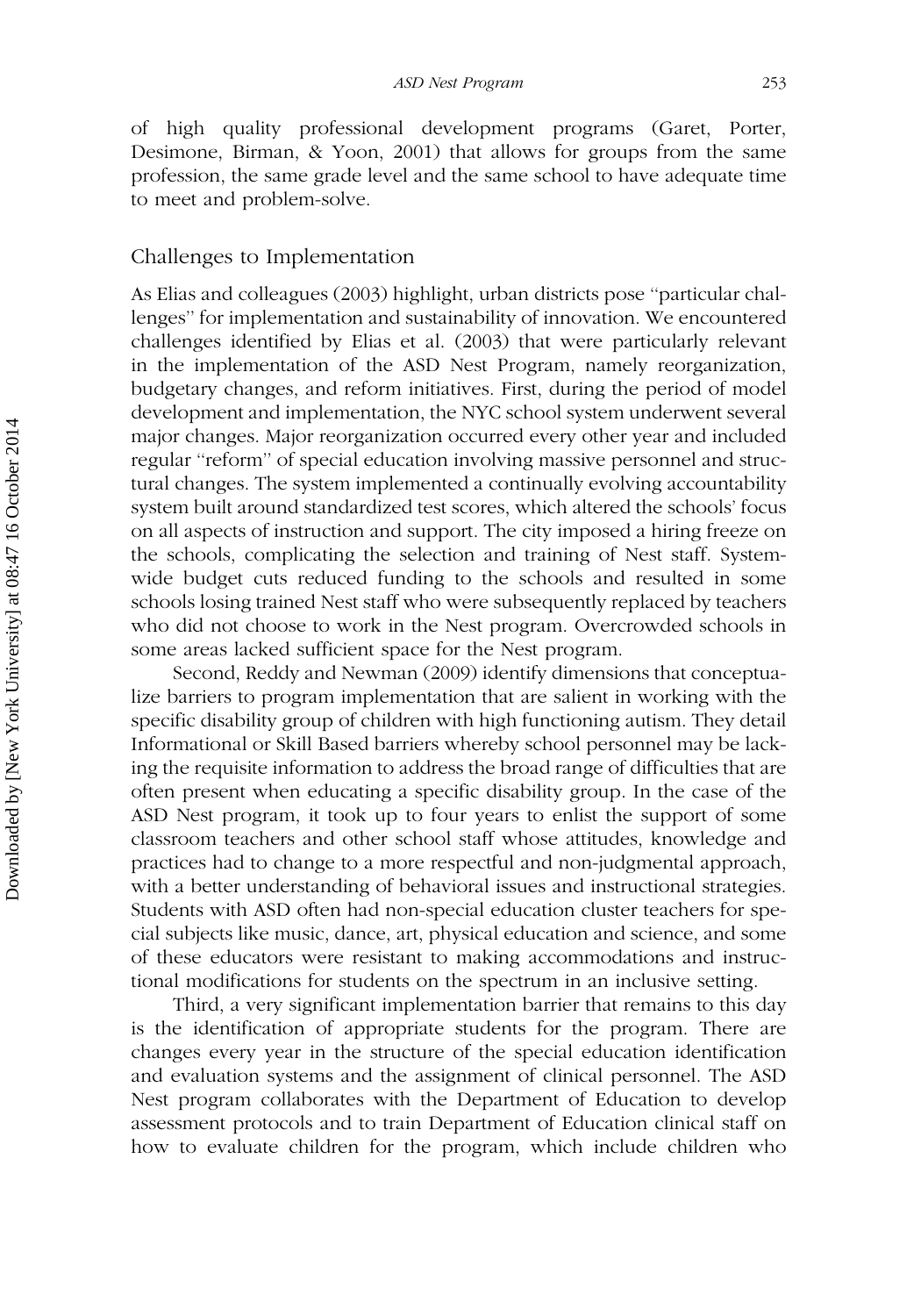of high quality professional development programs (Garet, Porter, Desimone, Birman, & Yoon, 2001) that allows for groups from the same profession, the same grade level and the same school to have adequate time to meet and problem-solve.

## Challenges to Implementation

As Elias and colleagues (2003) highlight, urban districts pose "particular challenges" for implementation and sustainability of innovation. We encountered challenges identified by Elias et al. (2003) that were particularly relevant in the implementation of the ASD Nest Program, namely reorganization, budgetary changes, and reform initiatives. First, during the period of model development and implementation, the NYC school system underwent several major changes. Major reorganization occurred every other year and included regular "reform" of special education involving massive personnel and structural changes. The system implemented a continually evolving accountability system built around standardized test scores, which altered the schools' focus on all aspects of instruction and support. The city imposed a hiring freeze on the schools, complicating the selection and training of Nest staff. System-wide budget cuts reduced funding to the schools and resulted in some schools losing trained Nest staff who were subsequently replaced by teachers who did not choose to work in the Nest program. Overcrowded schools in some areas lacked sufficient space for the Nest program.

Second, Reddy and Newman (2009) identify dimensions that conceptualize barriers to program implementation that are salient in working with the specific disability group of children with high functioning autism. They detail Informational or Skill Based barriers whereby school personnel may be lacking the requisite information to address the broad range of difficulties that are often present when educating a specific disability group. In the case of the ASD Nest program, it took up to four years to enlist the support of some classroom teachers and other school staff whose attitudes, knowledge and practices had to change to a more respectful and non-judgmental approach, with a better understanding of behavioral issues and instructional strategies. Students with ASD often had non-special education cluster teachers for special subjects like music, dance, art, physical education and science, and some of these educators were resistant to making accommodations and instructional modifications for students on the spectrum in an inclusive setting.

Third, a very significant implementation barrier that remains to this day is the identification of appropriate students for the program. There are changes every year in the structure of the special education identification and evaluation systems and the assignment of clinical personnel. The ASD Nest program collaborates with the Department of Education to develop assessment protocols and to train Department of Education clinical staff on how to evaluate children for the program, which include children who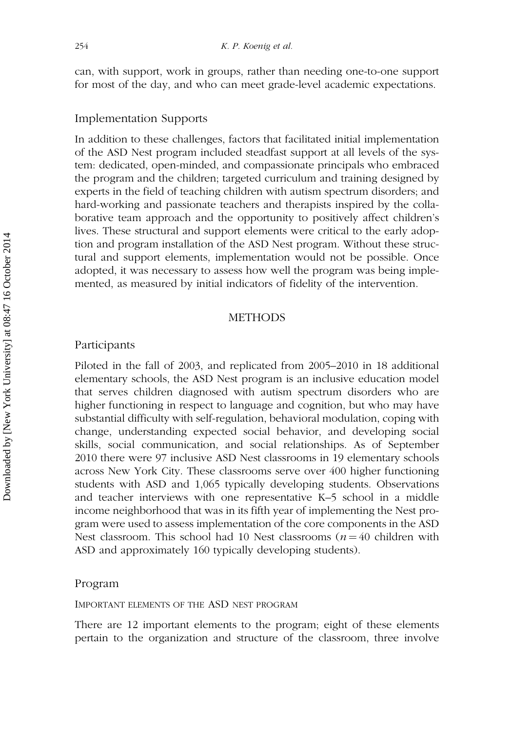can, with support, work in groups, rather than needing one-to-one support for most of the day, and who can meet grade-level academic expectations.

## Implementation Supports

In addition to these challenges, factors that facilitated initial implementation of the ASD Nest program included steadfast support at all levels of the system: dedicated, open-minded, and compassionate principals who embraced the program and the children; targeted curriculum and training designed by experts in the field of teaching children with autism spectrum disorders; and hard-working and passionate teachers and therapists inspired by the collaborative team approach and the opportunity to positively affect children's lives. These structural and support elements were critical to the early adoption and program installation of the ASD Nest program. Without these structural and support elements, implementation would not be possible. Once adopted, it was necessary to assess how well the program was being implemented, as measured by initial indicators of fidelity of the intervention.

# METHODS

## Participants

Piloted in the fall of 2003, and replicated from 2005–2010 in 18 additional elementary schools, the ASD Nest program is an inclusive education model that serves children diagnosed with autism spectrum disorders who are higher functioning in respect to language and cognition, but who may have substantial difficulty with self-regulation, behavioral modulation, coping with change, understanding expected social behavior, and developing social skills, social communication, and social relationships. As of September 2010 there were 97 inclusive ASD Nest classrooms in 19 elementary schools across New York City. These classrooms serve over 400 higher functioning students with ASD and 1,065 typically developing students. Observations and teacher interviews with one representative K–5 school in a middle income neighborhood that was in its fifth year of implementing the Nest program were used to assess implementation of the core components in the ASD Nest classroom. This school had 10 Nest classrooms ($n = 40$ children with ASD and approximately 160 typically developing students).

## Program

### Important elements of the ASD nest program

There are 12 important elements to the program; eight of these elements pertain to the organization and structure of the classroom, three involve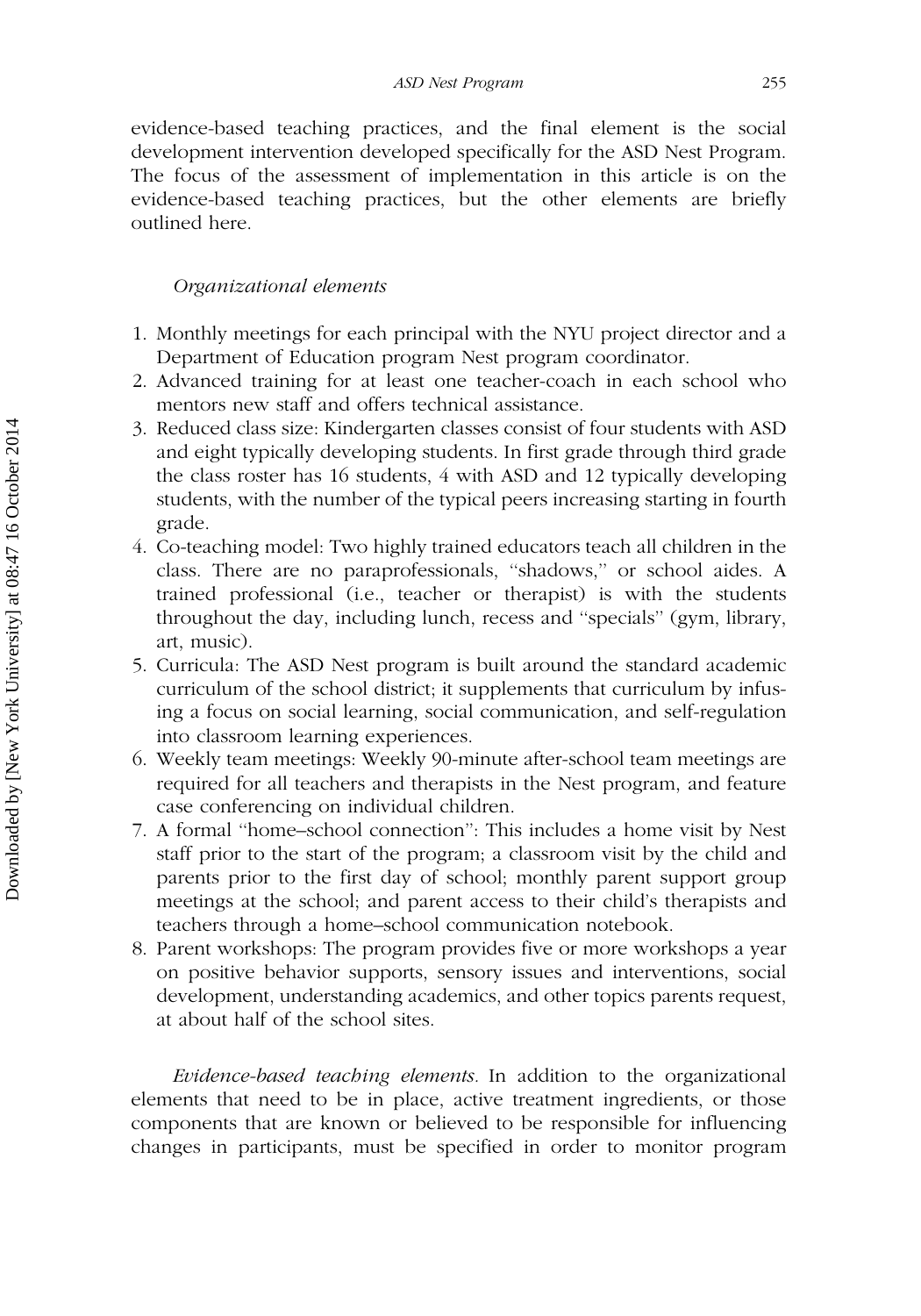evidence-based teaching practices, and the final element is the social development intervention developed specifically for the ASD Nest Program. The focus of the assessment of implementation in this article is on the evidence-based teaching practices, but the other elements are briefly outlined here.

*Organizational elements*

1. Monthly meetings for each principal with the NYU project director and a Department of Education program Nest program coordinator.
2. Advanced training for at least one teacher-coach in each school who mentors new staff and offers technical assistance.
3. Reduced class size: Kindergarten classes consist of four students with ASD and eight typically developing students. In first grade through third grade the class roster has 16 students, 4 with ASD and 12 typically developing students, with the number of the typical peers increasing starting in fourth grade.
4. Co-teaching model: Two highly trained educators teach all children in the class. There are no paraprofessionals, ''shadows,'' or school aides. A trained professional (i.e., teacher or therapist) is with the students throughout the day, including lunch, recess and ''specials'' (gym, library, art, music).
5. Curricula: The ASD Nest program is built around the standard academic curriculum of the school district; it supplements that curriculum by infusing a focus on social learning, social communication, and self-regulation into classroom learning experiences.
6. Weekly team meetings: Weekly 90-minute after-school team meetings are required for all teachers and therapists in the Nest program, and feature case conferencing on individual children.
7. A formal ''home–school connection'': This includes a home visit by Nest staff prior to the start of the program; a classroom visit by the child and parents prior to the first day of school; monthly parent support group meetings at the school; and parent access to their child's therapists and teachers through a home–school communication notebook.
8. Parent workshops: The program provides five or more workshops a year on positive behavior supports, sensory issues and interventions, social development, understanding academics, and other topics parents request, at about half of the school sites.

*Evidence-based teaching elements.* In addition to the organizational elements that need to be in place, active treatment ingredients, or those components that are known or believed to be responsible for influencing changes in participants, must be specified in order to monitor program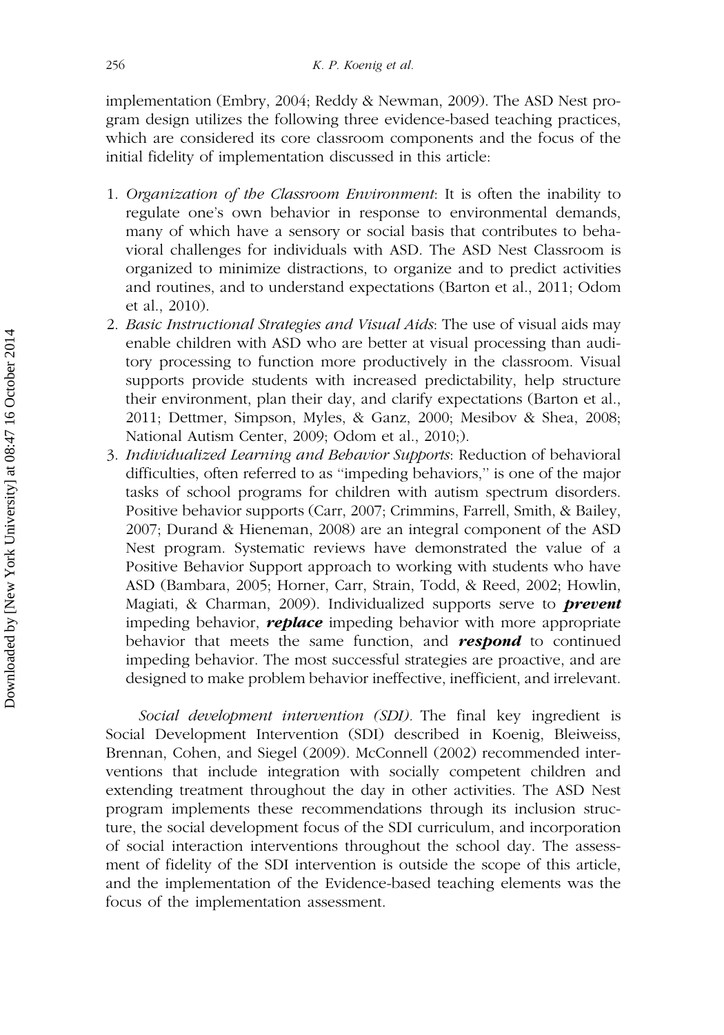implementation (Embry, 2004; Reddy & Newman, 2009). The ASD Nest program design utilizes the following three evidence-based teaching practices, which are considered its core classroom components and the focus of the initial fidelity of implementation discussed in this article:

1. *Organization of the Classroom Environment*: It is often the inability to regulate one's own behavior in response to environmental demands, many of which have a sensory or social basis that contributes to behavioral challenges for individuals with ASD. The ASD Nest Classroom is organized to minimize distractions, to organize and to predict activities and routines, and to understand expectations (Barton et al., 2011; Odom et al., 2010).
2. *Basic Instructional Strategies and Visual Aids*: The use of visual aids may enable children with ASD who are better at visual processing than auditory processing to function more productively in the classroom. Visual supports provide students with increased predictability, help structure their environment, plan their day, and clarify expectations (Barton et al., 2011; Dettmer, Simpson, Myles, & Ganz, 2000; Mesibov & Shea, 2008; National Autism Center, 2009; Odom et al., 2010;).
3. *Individualized Learning and Behavior Supports*: Reduction of behavioral difficulties, often referred to as "impeding behaviors," is one of the major tasks of school programs for children with autism spectrum disorders. Positive behavior supports (Carr, 2007; Crimmins, Farrell, Smith, & Bailey, 2007; Durand & Hieneman, 2008) are an integral component of the ASD Nest program. Systematic reviews have demonstrated the value of a Positive Behavior Support approach to working with students who have ASD (Bambara, 2005; Horner, Carr, Strain, Todd, & Reed, 2002; Howlin, Magiati, & Charman, 2009). Individualized supports serve to ***prevent*** impeding behavior, ***replace*** impeding behavior with more appropriate behavior that meets the same function, and ***respond*** to continued impeding behavior. The most successful strategies are proactive, and are designed to make problem behavior ineffective, inefficient, and irrelevant.

*Social development intervention (SDI).* The final key ingredient is Social Development Intervention (SDI) described in Koenig, Bleiweiss, Brennan, Cohen, and Siegel (2009). McConnell (2002) recommended interventions that include integration with socially competent children and extending treatment throughout the day in other activities. The ASD Nest program implements these recommendations through its inclusion structure, the social development focus of the SDI curriculum, and incorporation of social interaction interventions throughout the school day. The assessment of fidelity of the SDI intervention is outside the scope of this article, and the implementation of the Evidence-based teaching elements was the focus of the implementation assessment.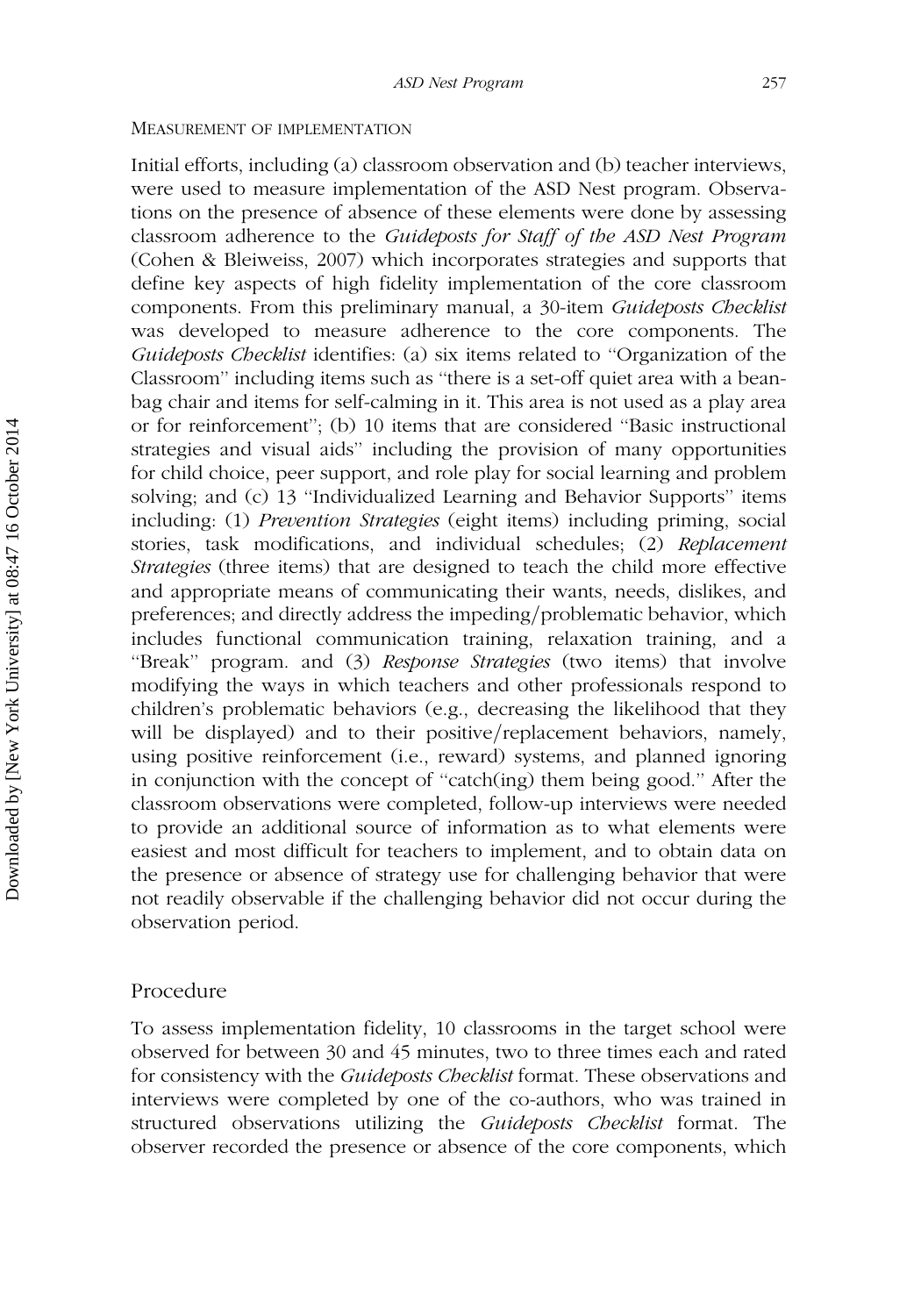MEASUREMENT OF IMPLEMENTATION

Initial efforts, including (a) classroom observation and (b) teacher interviews, were used to measure implementation of the ASD Nest program. Observations on the presence of absence of these elements were done by assessing classroom adherence to the *Guideposts for Staff of the ASD Nest Program* (Cohen & Bleiweiss, 2007) which incorporates strategies and supports that define key aspects of high fidelity implementation of the core classroom components. From this preliminary manual, a 30-item *Guideposts Checklist* was developed to measure adherence to the core components. The *Guideposts Checklist* identifies: (a) six items related to ''Organization of the Classroom'' including items such as ''there is a set-off quiet area with a bean-bag chair and items for self-calming in it. This area is not used as a play area or for reinforcement''; (b) 10 items that are considered ''Basic instructional strategies and visual aids'' including the provision of many opportunities for child choice, peer support, and role play for social learning and problem solving; and (c) 13 ''Individualized Learning and Behavior Supports'' items including: (1) *Prevention Strategies* (eight items) including priming, social stories, task modifications, and individual schedules; (2) *Replacement Strategies* (three items) that are designed to teach the child more effective and appropriate means of communicating their wants, needs, dislikes, and preferences; and directly address the impeding/problematic behavior, which includes functional communication training, relaxation training, and a ''Break'' program. and (3) *Response Strategies* (two items) that involve modifying the ways in which teachers and other professionals respond to children's problematic behaviors (e.g., decreasing the likelihood that they will be displayed) and to their positive/replacement behaviors, namely, using positive reinforcement (i.e., reward) systems, and planned ignoring in conjunction with the concept of ''catch(ing) them being good.'' After the classroom observations were completed, follow-up interviews were needed to provide an additional source of information as to what elements were easiest and most difficult for teachers to implement, and to obtain data on the presence or absence of strategy use for challenging behavior that were not readily observable if the challenging behavior did not occur during the observation period.

## Procedure

To assess implementation fidelity, 10 classrooms in the target school were observed for between 30 and 45 minutes, two to three times each and rated for consistency with the *Guideposts Checklist* format. These observations and interviews were completed by one of the co-authors, who was trained in structured observations utilizing the *Guideposts Checklist* format. The observer recorded the presence or absence of the core components, which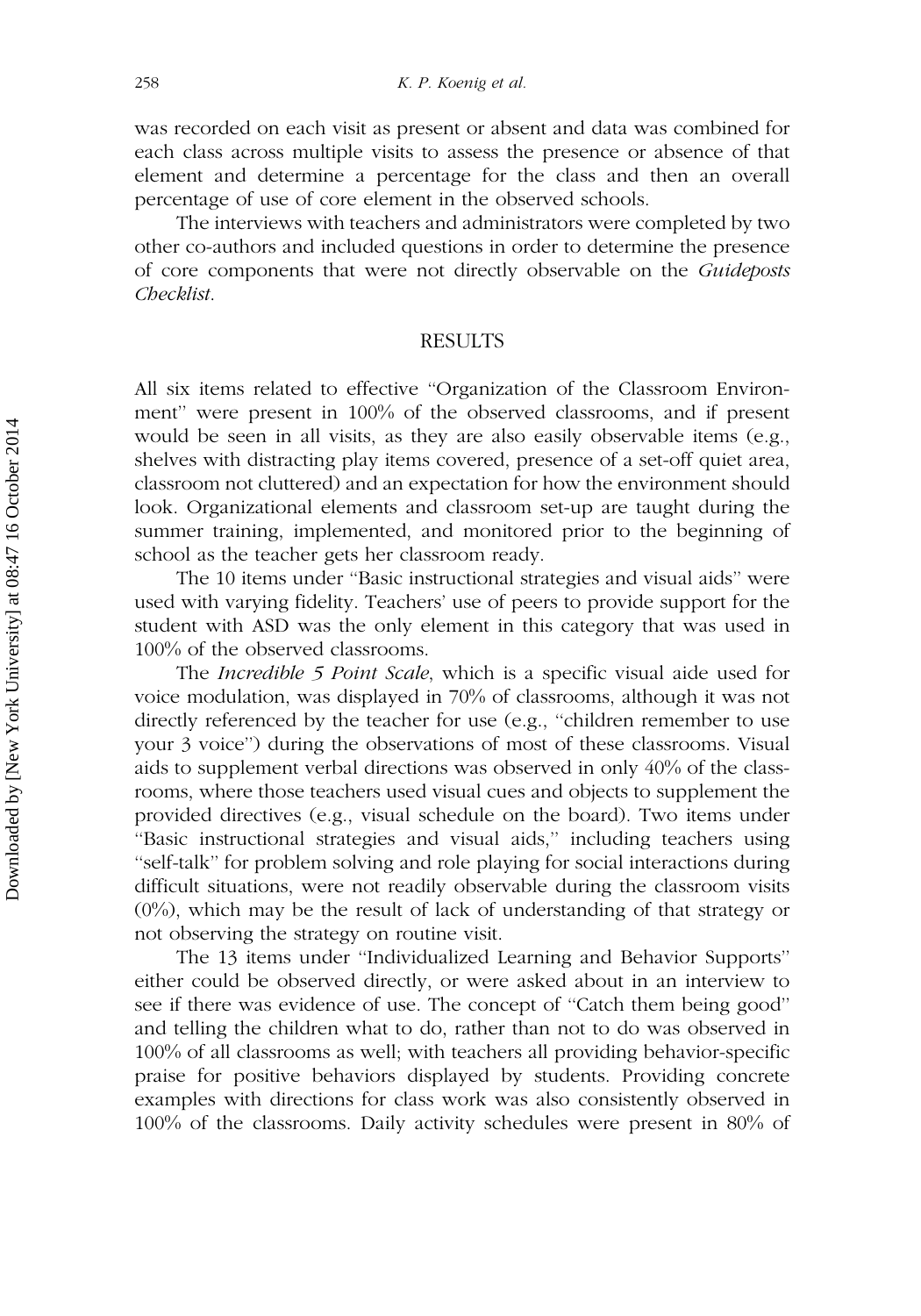was recorded on each visit as present or absent and data was combined for each class across multiple visits to assess the presence or absence of that element and determine a percentage for the class and then an overall percentage of use of core element in the observed schools.

The interviews with teachers and administrators were completed by two other co-authors and included questions in order to determine the presence of core components that were not directly observable on the *Guideposts Checklist*.

## RESULTS

All six items related to effective ''Organization of the Classroom Environment'' were present in 100% of the observed classrooms, and if present would be seen in all visits, as they are also easily observable items (e.g., shelves with distracting play items covered, presence of a set-off quiet area, classroom not cluttered) and an expectation for how the environment should look. Organizational elements and classroom set-up are taught during the summer training, implemented, and monitored prior to the beginning of school as the teacher gets her classroom ready.

The 10 items under ''Basic instructional strategies and visual aids'' were used with varying fidelity. Teachers' use of peers to provide support for the student with ASD was the only element in this category that was used in 100% of the observed classrooms.

The *Incredible 5 Point Scale*, which is a specific visual aide used for voice modulation, was displayed in 70% of classrooms, although it was not directly referenced by the teacher for use (e.g., ''children remember to use your 3 voice'') during the observations of most of these classrooms. Visual aids to supplement verbal directions was observed in only 40% of the classrooms, where those teachers used visual cues and objects to supplement the provided directives (e.g., visual schedule on the board). Two items under ''Basic instructional strategies and visual aids,'' including teachers using ''self-talk'' for problem solving and role playing for social interactions during difficult situations, were not readily observable during the classroom visits (0%), which may be the result of lack of understanding of that strategy or not observing the strategy on routine visit.

The 13 items under ''Individualized Learning and Behavior Supports'' either could be observed directly, or were asked about in an interview to see if there was evidence of use. The concept of ''Catch them being good'' and telling the children what to do, rather than not to do was observed in 100% of all classrooms as well; with teachers all providing behavior-specific praise for positive behaviors displayed by students. Providing concrete examples with directions for class work was also consistently observed in 100% of the classrooms. Daily activity schedules were present in 80% of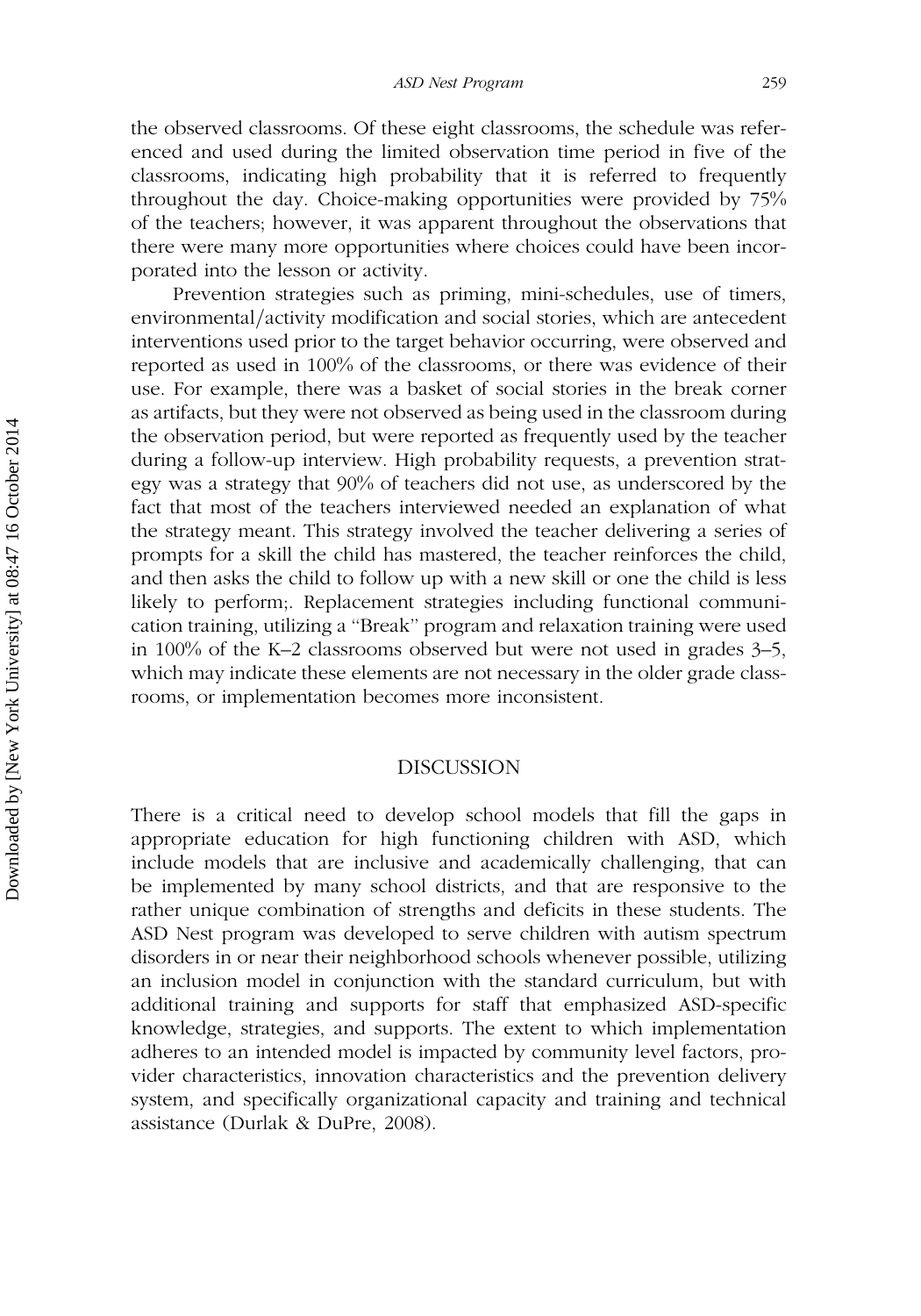the observed classrooms. Of these eight classrooms, the schedule was referenced and used during the limited observation time period in five of the classrooms, indicating high probability that it is referred to frequently throughout the day. Choice-making opportunities were provided by 75% of the teachers; however, it was apparent throughout the observations that there were many more opportunities where choices could have been incorporated into the lesson or activity.

Prevention strategies such as priming, mini-schedules, use of timers, environmental/activity modification and social stories, which are antecedent interventions used prior to the target behavior occurring, were observed and reported as used in 100% of the classrooms, or there was evidence of their use. For example, there was a basket of social stories in the break corner as artifacts, but they were not observed as being used in the classroom during the observation period, but were reported as frequently used by the teacher during a follow-up interview. High probability requests, a prevention strategy was a strategy that 90% of teachers did not use, as underscored by the fact that most of the teachers interviewed needed an explanation of what the strategy meant. This strategy involved the teacher delivering a series of prompts for a skill the child has mastered, the teacher reinforces the child, and then asks the child to follow up with a new skill or one the child is less likely to perform;. Replacement strategies including functional communication training, utilizing a "Break" program and relaxation training were used in 100% of the K–2 classrooms observed but were not used in grades 3–5, which may indicate these elements are not necessary in the older grade classrooms, or implementation becomes more inconsistent.

# DISCUSSION

There is a critical need to develop school models that fill the gaps in appropriate education for high functioning children with ASD, which include models that are inclusive and academically challenging, that can be implemented by many school districts, and that are responsive to the rather unique combination of strengths and deficits in these students. The ASD Nest program was developed to serve children with autism spectrum disorders in or near their neighborhood schools whenever possible, utilizing an inclusion model in conjunction with the standard curriculum, but with additional training and supports for staff that emphasized ASD-specific knowledge, strategies, and supports. The extent to which implementation adheres to an intended model is impacted by community level factors, provider characteristics, innovation characteristics and the prevention delivery system, and specifically organizational capacity and training and technical assistance (Durlak & DuPre, 2008).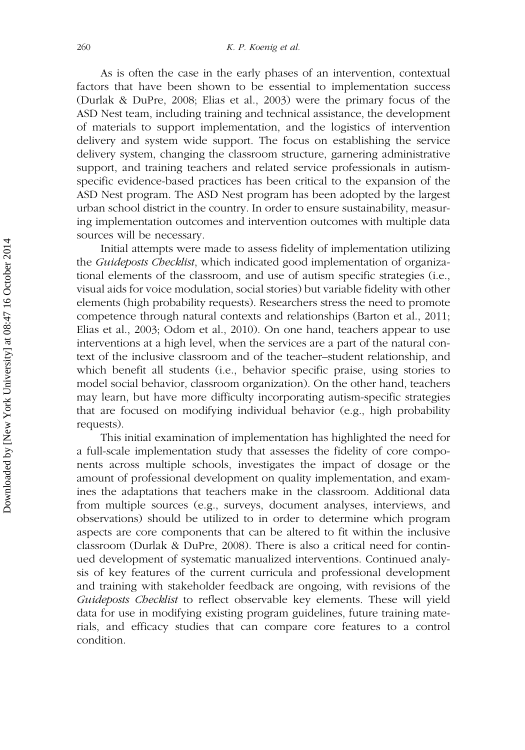As is often the case in the early phases of an intervention, contextual factors that have been shown to be essential to implementation success (Durlak & DuPre, 2008; Elias et al., 2003) were the primary focus of the ASD Nest team, including training and technical assistance, the development of materials to support implementation, and the logistics of intervention delivery and system wide support. The focus on establishing the service delivery system, changing the classroom structure, garnering administrative support, and training teachers and related service professionals in autism-specific evidence-based practices has been critical to the expansion of the ASD Nest program. The ASD Nest program has been adopted by the largest urban school district in the country. In order to ensure sustainability, measuring implementation outcomes and intervention outcomes with multiple data sources will be necessary.

Initial attempts were made to assess fidelity of implementation utilizing the *Guideposts Checklist*, which indicated good implementation of organizational elements of the classroom, and use of autism specific strategies (i.e., visual aids for voice modulation, social stories) but variable fidelity with other elements (high probability requests). Researchers stress the need to promote competence through natural contexts and relationships (Barton et al., 2011; Elias et al., 2003; Odom et al., 2010). On one hand, teachers appear to use interventions at a high level, when the services are a part of the natural context of the inclusive classroom and of the teacher–student relationship, and which benefit all students (i.e., behavior specific praise, using stories to model social behavior, classroom organization). On the other hand, teachers may learn, but have more difficulty incorporating autism-specific strategies that are focused on modifying individual behavior (e.g., high probability requests).

This initial examination of implementation has highlighted the need for a full-scale implementation study that assesses the fidelity of core components across multiple schools, investigates the impact of dosage or the amount of professional development on quality implementation, and examines the adaptations that teachers make in the classroom. Additional data from multiple sources (e.g., surveys, document analyses, interviews, and observations) should be utilized to in order to determine which program aspects are core components that can be altered to fit within the inclusive classroom (Durlak & DuPre, 2008). There is also a critical need for continued development of systematic manualized interventions. Continued analysis of key features of the current curricula and professional development and training with stakeholder feedback are ongoing, with revisions of the *Guideposts Checklist* to reflect observable key elements. These will yield data for use in modifying existing program guidelines, future training materials, and efficacy studies that can compare core features to a control condition.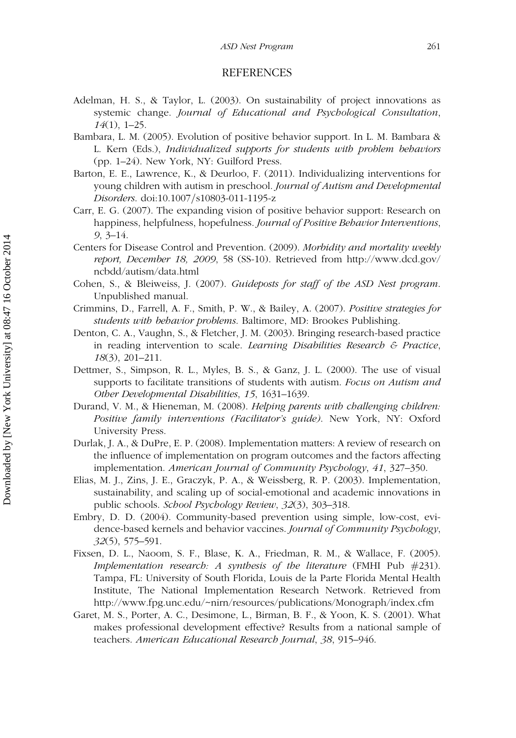## REFERENCES

Adelman, H. S., & Taylor, L. (2003). On sustainability of project innovations as systemic change. *Journal of Educational and Psychological Consultation*, *14*(1), 1–25.

Bambara, L. M. (2005). Evolution of positive behavior support. In L. M. Bambara & L. Kern (Eds.), *Individualized supports for students with problem behaviors* (pp. 1–24). New York, NY: Guilford Press.

Barton, E. E., Lawrence, K., & Deurloo, F. (2011). Individualizing interventions for young children with autism in preschool. *Journal of Autism and Developmental Disorders.* doi:10.1007/s10803-011-1195-z

Carr, E. G. (2007). The expanding vision of positive behavior support: Research on happiness, helpfulness, hopefulness. *Journal of Positive Behavior Interventions*, *9*, 3–14.

Centers for Disease Control and Prevention. (2009). *Morbidity and mortality weekly report, December 18, 2009*, 58 (SS-10). Retrieved from http://www.dcd.gov/ncbdd/autism/data.html

Cohen, S., & Bleiweiss, J. (2007). *Guideposts for staff of the ASD Nest program*. Unpublished manual.

Crimmins, D., Farrell, A. F., Smith, P. W., & Bailey, A. (2007). *Positive strategies for students with behavior problems*. Baltimore, MD: Brookes Publishing.

Denton, C. A., Vaughn, S., & Fletcher, J. M. (2003). Bringing research-based practice in reading intervention to scale. *Learning Disabilities Research & Practice*, *18*(3), 201–211.

Dettmer, S., Simpson, R. L., Myles, B. S., & Ganz, J. L. (2000). The use of visual supports to facilitate transitions of students with autism. *Focus on Autism and Other Developmental Disabilities*, *15*, 1631–1639.

Durand, V. M., & Hieneman, M. (2008). *Helping parents with challenging children: Positive family interventions (Facilitator's guide)*. New York, NY: Oxford University Press.

Durlak, J. A., & DuPre, E. P. (2008). Implementation matters: A review of research on the influence of implementation on program outcomes and the factors affecting implementation. *American Journal of Community Psychology*, *41*, 327–350.

Elias, M. J., Zins, J. E., Graczyk, P. A., & Weissberg, R. P. (2003). Implementation, sustainability, and scaling up of social-emotional and academic innovations in public schools. *School Psychology Review*, *32*(3), 303–318.

Embry, D. D. (2004). Community-based prevention using simple, low-cost, evidence-based kernels and behavior vaccines. *Journal of Community Psychology*, *32*(5), 575–591.

Fixsen, D. L., Naoom, S. F., Blase, K. A., Friedman, R. M., & Wallace, F. (2005). *Implementation research: A synthesis of the literature* (FMHI Pub #231). Tampa, FL: University of South Florida, Louis de la Parte Florida Mental Health Institute, The National Implementation Research Network. Retrieved from http://www.fpg.unc.edu/~nirn/resources/publications/Monograph/index.cfm

Garet, M. S., Porter, A. C., Desimone, L., Birman, B. F., & Yoon, K. S. (2001). What makes professional development effective? Results from a national sample of teachers. *American Educational Research Journal*, *38*, 915–946.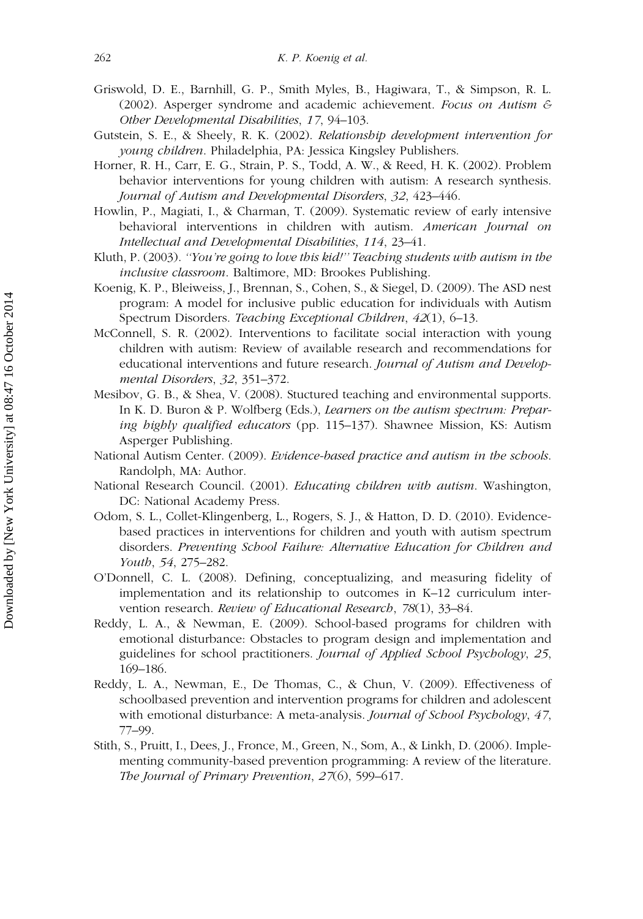Griswold, D. E., Barnhill, G. P., Smith Myles, B., Hagiwara, T., & Simpson, R. L. (2002). Asperger syndrome and academic achievement. *Focus on Autism & Other Developmental Disabilities*, *17*, 94–103.

Gutstein, S. E., & Sheely, R. K. (2002). *Relationship development intervention for young children*. Philadelphia, PA: Jessica Kingsley Publishers.

Horner, R. H., Carr, E. G., Strain, P. S., Todd, A. W., & Reed, H. K. (2002). Problem behavior interventions for young children with autism: A research synthesis. *Journal of Autism and Developmental Disorders*, *32*, 423–446.

Howlin, P., Magiati, I., & Charman, T. (2009). Systematic review of early intensive behavioral interventions in children with autism. *American Journal on Intellectual and Developmental Disabilities*, *114*, 23–41.

Kluth, P. (2003). *''You're going to love this kid!'' Teaching students with autism in the inclusive classroom*. Baltimore, MD: Brookes Publishing.

Koenig, K. P., Bleiweiss, J., Brennan, S., Cohen, S., & Siegel, D. (2009). The ASD nest program: A model for inclusive public education for individuals with Autism Spectrum Disorders. *Teaching Exceptional Children*, *42*(1), 6–13.

McConnell, S. R. (2002). Interventions to facilitate social interaction with young children with autism: Review of available research and recommendations for educational interventions and future research. *Journal of Autism and Developmental Disorders*, *32*, 351–372.

Mesibov, G. B., & Shea, V. (2008). Stuctured teaching and environmental supports. In K. D. Buron & P. Wolfberg (Eds.), *Learners on the autism spectrum: Preparing highly qualified educators* (pp. 115–137). Shawnee Mission, KS: Autism Asperger Publishing.

National Autism Center. (2009). *Evidence-based practice and autism in the schools*. Randolph, MA: Author.

National Research Council. (2001). *Educating children with autism*. Washington, DC: National Academy Press.

Odom, S. L., Collet-Klingenberg, L., Rogers, S. J., & Hatton, D. D. (2010). Evidence-based practices in interventions for children and youth with autism spectrum disorders. *Preventing School Failure: Alternative Education for Children and Youth*, *54*, 275–282.

O'Donnell, C. L. (2008). Defining, conceptualizing, and measuring fidelity of implementation and its relationship to outcomes in K–12 curriculum intervention research. *Review of Educational Research*, *78*(1), 33–84.

Reddy, L. A., & Newman, E. (2009). School-based programs for children with emotional disturbance: Obstacles to program design and implementation and guidelines for school practitioners. *Journal of Applied School Psychology*, *25*, 169–186.

Reddy, L. A., Newman, E., De Thomas, C., & Chun, V. (2009). Effectiveness of schoolbased prevention and intervention programs for children and adolescent with emotional disturbance: A meta-analysis. *Journal of School Psychology*, *47*, 77–99.

Stith, S., Pruitt, I., Dees, J., Fronce, M., Green, N., Som, A., & Linkh, D. (2006). Implementing community-based prevention programming: A review of the literature. *The Journal of Primary Prevention*, *27*(6), 599–617.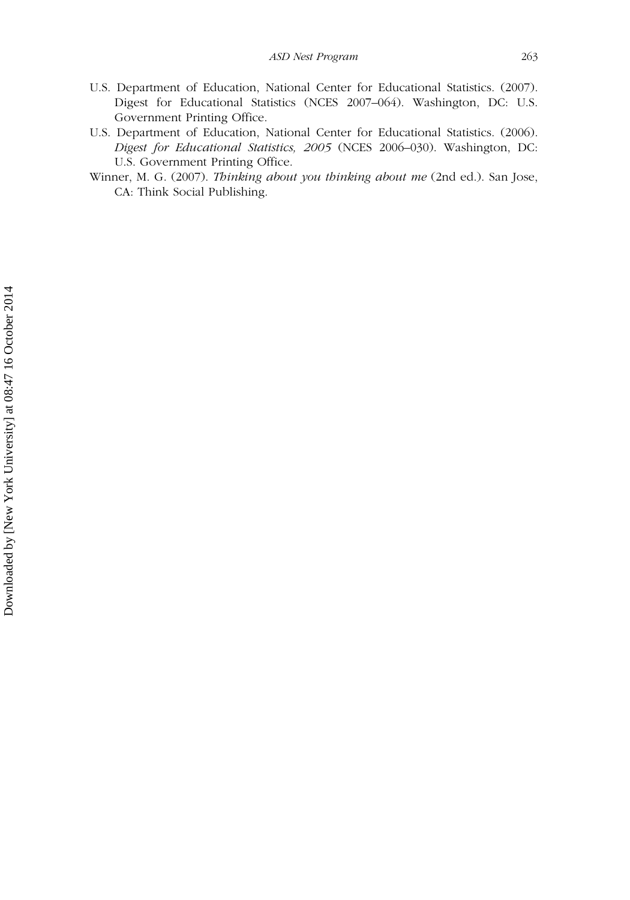U.S. Department of Education, National Center for Educational Statistics. (2007). Digest for Educational Statistics (NCES 2007–064). Washington, DC: U.S. Government Printing Office.

U.S. Department of Education, National Center for Educational Statistics. (2006). *Digest for Educational Statistics, 2005* (NCES 2006–030). Washington, DC: U.S. Government Printing Office.

Winner, M. G. (2007). *Thinking about you thinking about me* (2nd ed.). San Jose, CA: Think Social Publishing.